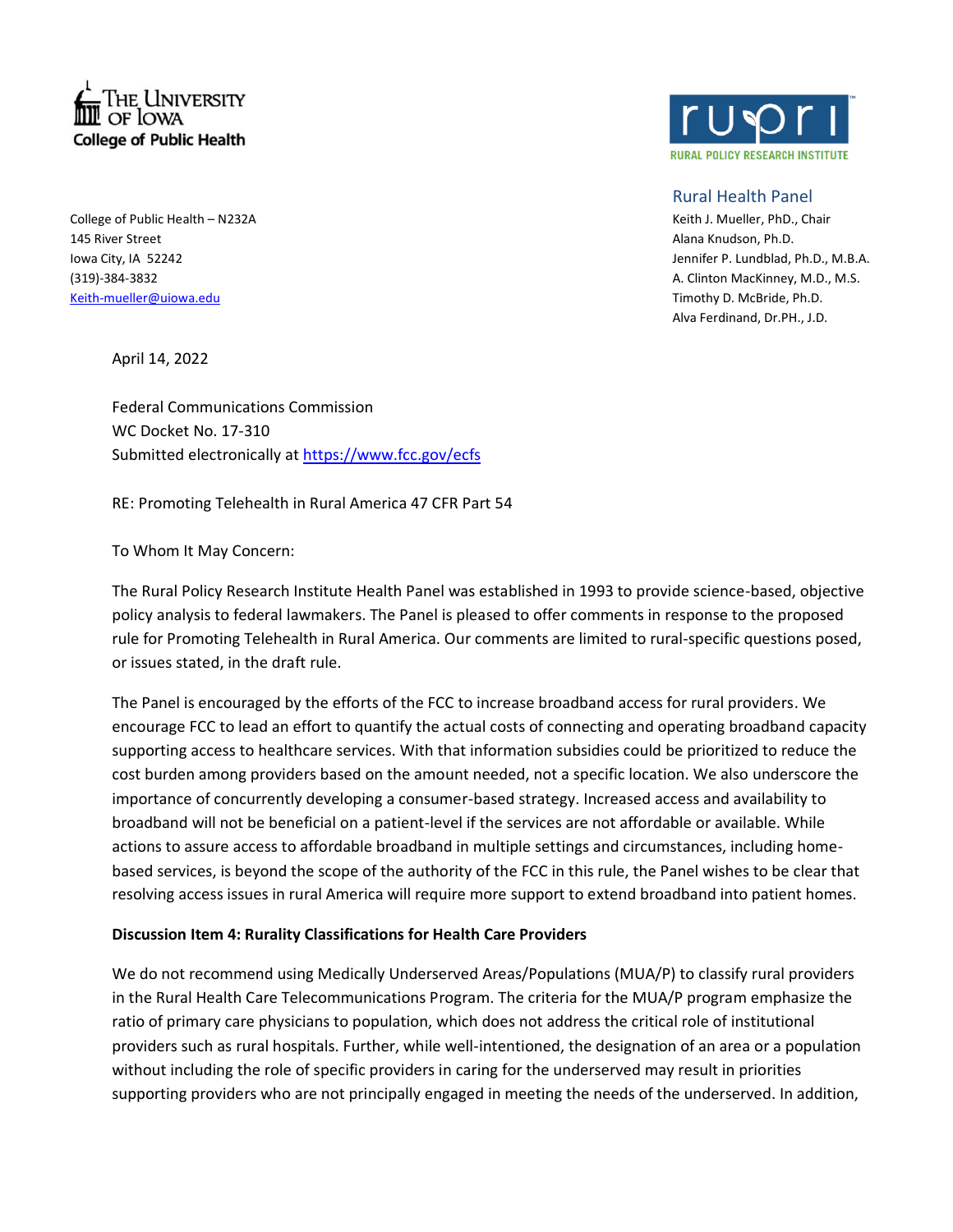The University of Iowa
College of Public Health

RUPRI
RURAL POLICY RESEARCH INSTITUTE

**Rural Health Panel**
Keith J. Mueller, PhD., Chair
Alana Knudson, Ph.D.
Jennifer P. Lundblad, Ph.D., M.B.A.
A. Clinton MacKinney, M.D., M.S.
Timothy D. McBride, Ph.D.
Alva Ferdinand, Dr.PH., J.D.

College of Public Health – N232A
145 River Street
Iowa City, IA 52242
(319)-384-3832
Keith-mueller@uiowa.edu

April 14, 2022

Federal Communications Commission
WC Docket No. 17-310
Submitted electronically at https://www.fcc.gov/ecfs

RE: Promoting Telehealth in Rural America 47 CFR Part 54

To Whom It May Concern:

The Rural Policy Research Institute Health Panel was established in 1993 to provide science-based, objective policy analysis to federal lawmakers. The Panel is pleased to offer comments in response to the proposed rule for Promoting Telehealth in Rural America. Our comments are limited to rural-specific questions posed, or issues stated, in the draft rule.

The Panel is encouraged by the efforts of the FCC to increase broadband access for rural providers. We encourage FCC to lead an effort to quantify the actual costs of connecting and operating broadband capacity supporting access to healthcare services. With that information subsidies could be prioritized to reduce the cost burden among providers based on the amount needed, not a specific location. We also underscore the importance of concurrently developing a consumer-based strategy. Increased access and availability to broadband will not be beneficial on a patient-level if the services are not affordable or available. While actions to assure access to affordable broadband in multiple settings and circumstances, including home-based services, is beyond the scope of the authority of the FCC in this rule, the Panel wishes to be clear that resolving access issues in rural America will require more support to extend broadband into patient homes.

**Discussion Item 4: Rurality Classifications for Health Care Providers**

We do not recommend using Medically Underserved Areas/Populations (MUA/P) to classify rural providers in the Rural Health Care Telecommunications Program. The criteria for the MUA/P program emphasize the ratio of primary care physicians to population, which does not address the critical role of institutional providers such as rural hospitals. Further, while well-intentioned, the designation of an area or a population without including the role of specific providers in caring for the underserved may result in priorities supporting providers who are not principally engaged in meeting the needs of the underserved. In addition,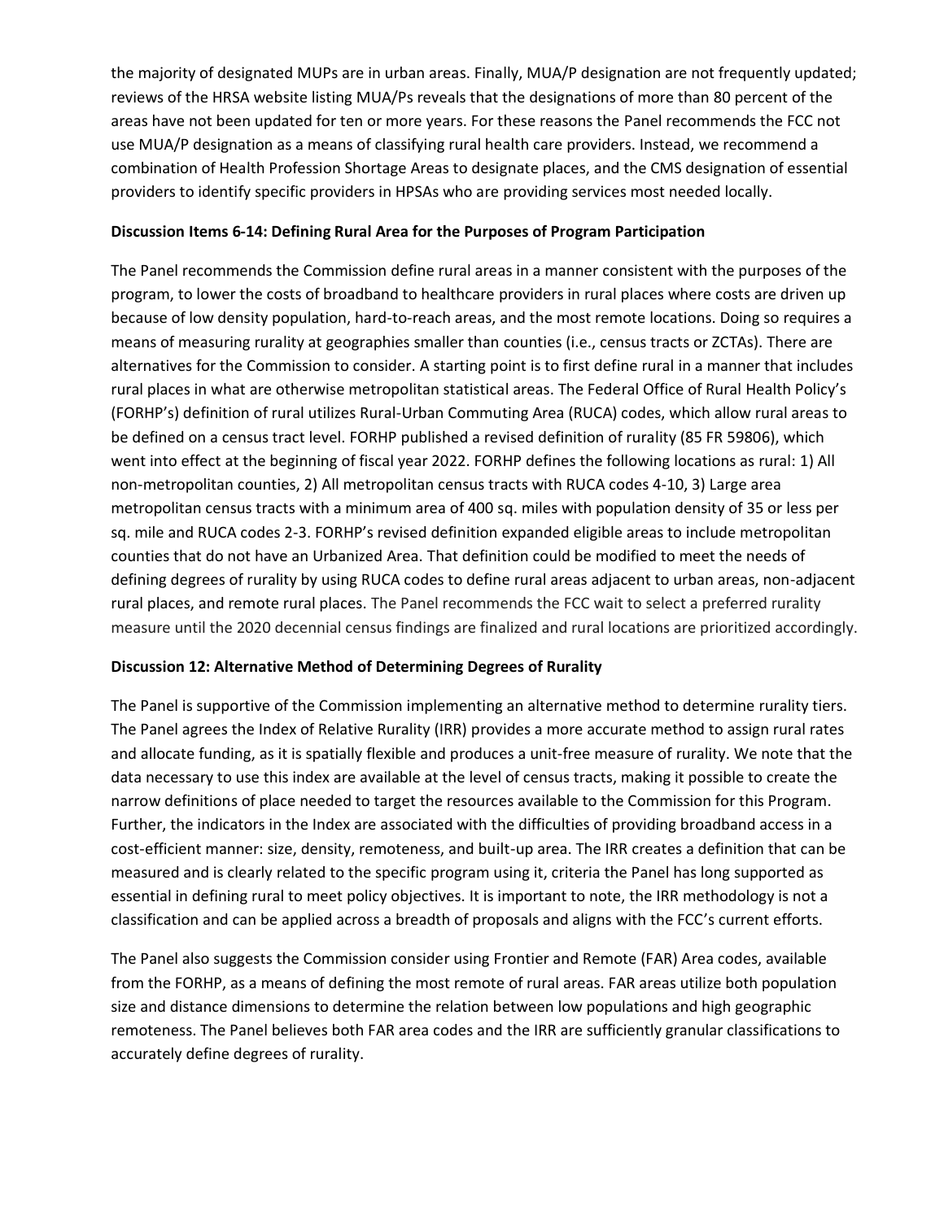the majority of designated MUPs are in urban areas. Finally, MUA/P designation are not frequently updated; reviews of the HRSA website listing MUA/Ps reveals that the designations of more than 80 percent of the areas have not been updated for ten or more years. For these reasons the Panel recommends the FCC not use MUA/P designation as a means of classifying rural health care providers. Instead, we recommend a combination of Health Profession Shortage Areas to designate places, and the CMS designation of essential providers to identify specific providers in HPSAs who are providing services most needed locally.

**Discussion Items 6-14: Defining Rural Area for the Purposes of Program Participation**

The Panel recommends the Commission define rural areas in a manner consistent with the purposes of the program, to lower the costs of broadband to healthcare providers in rural places where costs are driven up because of low density population, hard-to-reach areas, and the most remote locations. Doing so requires a means of measuring rurality at geographies smaller than counties (i.e., census tracts or ZCTAs). There are alternatives for the Commission to consider. A starting point is to first define rural in a manner that includes rural places in what are otherwise metropolitan statistical areas. The Federal Office of Rural Health Policy's (FORHP's) definition of rural utilizes Rural-Urban Commuting Area (RUCA) codes, which allow rural areas to be defined on a census tract level. FORHP published a revised definition of rurality (85 FR 59806), which went into effect at the beginning of fiscal year 2022. FORHP defines the following locations as rural: 1) All non-metropolitan counties, 2) All metropolitan census tracts with RUCA codes 4-10, 3) Large area metropolitan census tracts with a minimum area of 400 sq. miles with population density of 35 or less per sq. mile and RUCA codes 2-3. FORHP's revised definition expanded eligible areas to include metropolitan counties that do not have an Urbanized Area. That definition could be modified to meet the needs of defining degrees of rurality by using RUCA codes to define rural areas adjacent to urban areas, non-adjacent rural places, and remote rural places. The Panel recommends the FCC wait to select a preferred rurality measure until the 2020 decennial census findings are finalized and rural locations are prioritized accordingly.

**Discussion 12: Alternative Method of Determining Degrees of Rurality**

The Panel is supportive of the Commission implementing an alternative method to determine rurality tiers. The Panel agrees the Index of Relative Rurality (IRR) provides a more accurate method to assign rural rates and allocate funding, as it is spatially flexible and produces a unit-free measure of rurality. We note that the data necessary to use this index are available at the level of census tracts, making it possible to create the narrow definitions of place needed to target the resources available to the Commission for this Program. Further, the indicators in the Index are associated with the difficulties of providing broadband access in a cost-efficient manner: size, density, remoteness, and built-up area. The IRR creates a definition that can be measured and is clearly related to the specific program using it, criteria the Panel has long supported as essential in defining rural to meet policy objectives. It is important to note, the IRR methodology is not a classification and can be applied across a breadth of proposals and aligns with the FCC's current efforts.

The Panel also suggests the Commission consider using Frontier and Remote (FAR) Area codes, available from the FORHP, as a means of defining the most remote of rural areas. FAR areas utilize both population size and distance dimensions to determine the relation between low populations and high geographic remoteness. The Panel believes both FAR area codes and the IRR are sufficiently granular classifications to accurately define degrees of rurality.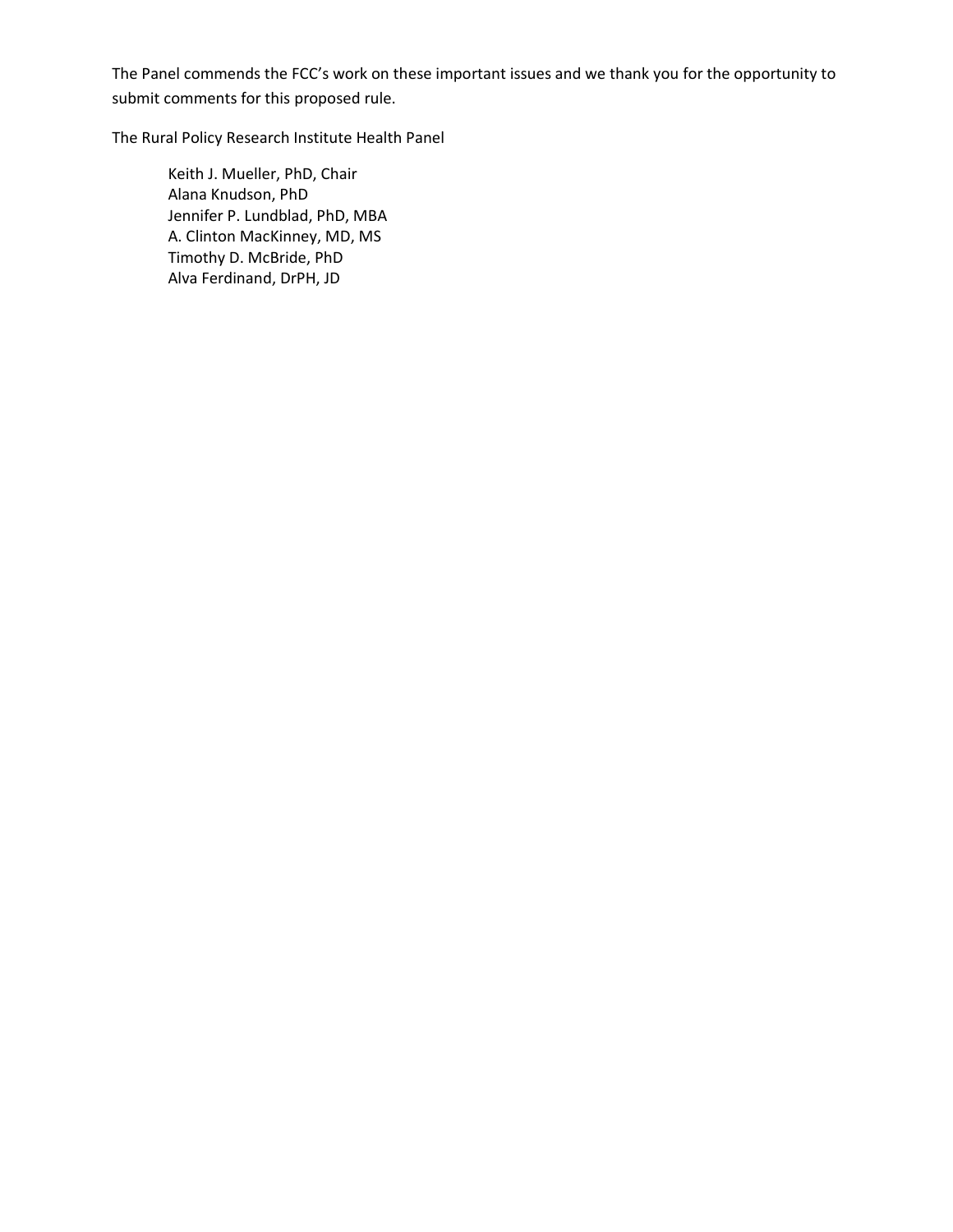The Panel commends the FCC's work on these important issues and we thank you for the opportunity to submit comments for this proposed rule.

The Rural Policy Research Institute Health Panel

Keith J. Mueller, PhD, Chair
Alana Knudson, PhD
Jennifer P. Lundblad, PhD, MBA
A. Clinton MacKinney, MD, MS
Timothy D. McBride, PhD
Alva Ferdinand, DrPH, JD